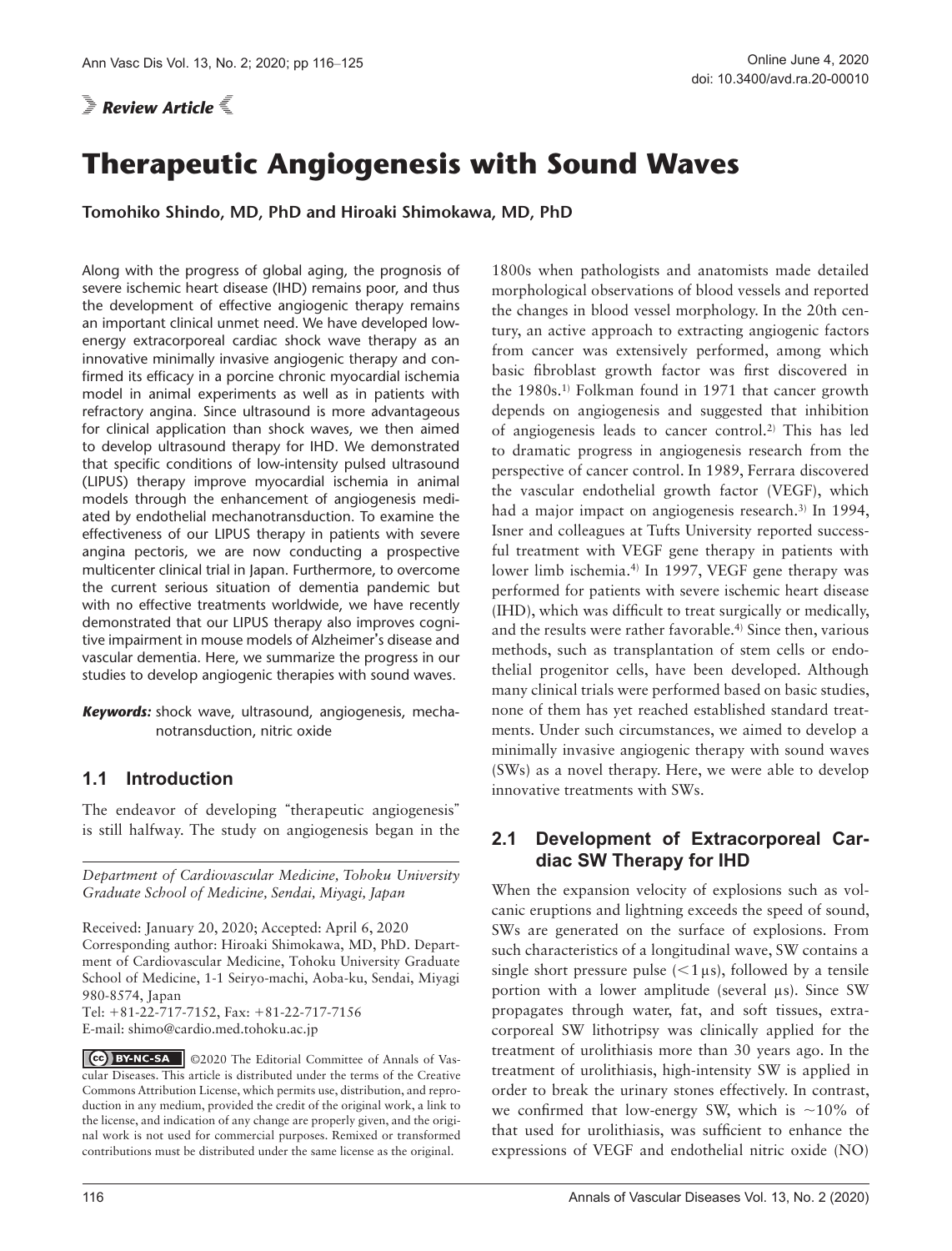*Review Article*

# Therapeutic Angiogenesis with Sound Waves

**Tomohiko Shindo, MD, PhD and Hiroaki Shimokawa, MD, PhD**

Along with the progress of global aging, the prognosis of severe ischemic heart disease (IHD) remains poor, and thus the development of effective angiogenic therapy remains an important clinical unmet need. We have developed low-energy extracorporeal cardiac shock wave therapy as an innovative minimally invasive angiogenic therapy and confirmed its efficacy in a porcine chronic myocardial ischemia model in animal experiments as well as in patients with refractory angina. Since ultrasound is more advantageous for clinical application than shock waves, we then aimed to develop ultrasound therapy for IHD. We demonstrated that specific conditions of low-intensity pulsed ultrasound (LIPUS) therapy improve myocardial ischemia in animal models through the enhancement of angiogenesis mediated by endothelial mechanotransduction. To examine the effectiveness of our LIPUS therapy in patients with severe angina pectoris, we are now conducting a prospective multicenter clinical trial in Japan. Furthermore, to overcome the current serious situation of dementia pandemic but with no effective treatments worldwide, we have recently demonstrated that our LIPUS therapy also improves cognitive impairment in mouse models of Alzheimer's disease and vascular dementia. Here, we summarize the progress in our studies to develop angiogenic therapies with sound waves.

***Keywords:*** shock wave, ultrasound, angiogenesis, mechanotransduction, nitric oxide

*Department of Cardiovascular Medicine, Tohoku University Graduate School of Medicine, Sendai, Miyagi, Japan*

Received: January 20, 2020; Accepted: April 6, 2020
Corresponding author: Hiroaki Shimokawa, MD, PhD. Department of Cardiovascular Medicine, Tohoku University Graduate School of Medicine, 1-1 Seiryo-machi, Aoba-ku, Sendai, Miyagi 980-8574, Japan
Tel: +81-22-717-7152, Fax: +81-22-717-7156
E-mail: shimo@cardio.med.tohoku.ac.jp

©2020 The Editorial Committee of Annals of Vascular Diseases. This article is distributed under the terms of the Creative Commons Attribution License, which permits use, distribution, and reproduction in any medium, provided the credit of the original work, a link to the license, and indication of any change are properly given, and the original work is not used for commercial purposes. Remixed or transformed contributions must be distributed under the same license as the original.

## 1.1 Introduction

The endeavor of developing "therapeutic angiogenesis" is still halfway. The study on angiogenesis began in the 1800s when pathologists and anatomists made detailed morphological observations of blood vessels and reported the changes in blood vessel morphology. In the 20th century, an active approach to extracting angiogenic factors from cancer was extensively performed, among which basic fibroblast growth factor was first discovered in the 1980s.[1] Folkman found in 1971 that cancer growth depends on angiogenesis and suggested that inhibition of angiogenesis leads to cancer control.[2] This has led to dramatic progress in angiogenesis research from the perspective of cancer control. In 1989, Ferrara discovered the vascular endothelial growth factor (VEGF), which had a major impact on angiogenesis research.[3] In 1994, Isner and colleagues at Tufts University reported successful treatment with VEGF gene therapy in patients with lower limb ischemia.[4] In 1997, VEGF gene therapy was performed for patients with severe ischemic heart disease (IHD), which was difficult to treat surgically or medically, and the results were rather favorable.[4] Since then, various methods, such as transplantation of stem cells or endothelial progenitor cells, have been developed. Although many clinical trials were performed based on basic studies, none of them has yet reached established standard treatments. Under such circumstances, we aimed to develop a minimally invasive angiogenic therapy with sound waves (SWs) as a novel therapy. Here, we were able to develop innovative treatments with SWs.

## 2.1 Development of Extracorporeal Cardiac SW Therapy for IHD

When the expansion velocity of explosions such as volcanic eruptions and lightning exceeds the speed of sound, SWs are generated on the surface of explosions. From such characteristics of a longitudinal wave, SW contains a single short pressure pulse ($<1\,\mu s$), followed by a tensile portion with a lower amplitude (several μs). Since SW propagates through water, fat, and soft tissues, extracorporeal SW lithotripsy was clinically applied for the treatment of urolithiasis more than 30 years ago. In the treatment of urolithiasis, high-intensity SW is applied in order to break the urinary stones effectively. In contrast, we confirmed that low-energy SW, which is ~10% of that used for urolithiasis, was sufficient to enhance the expressions of VEGF and endothelial nitric oxide (NO)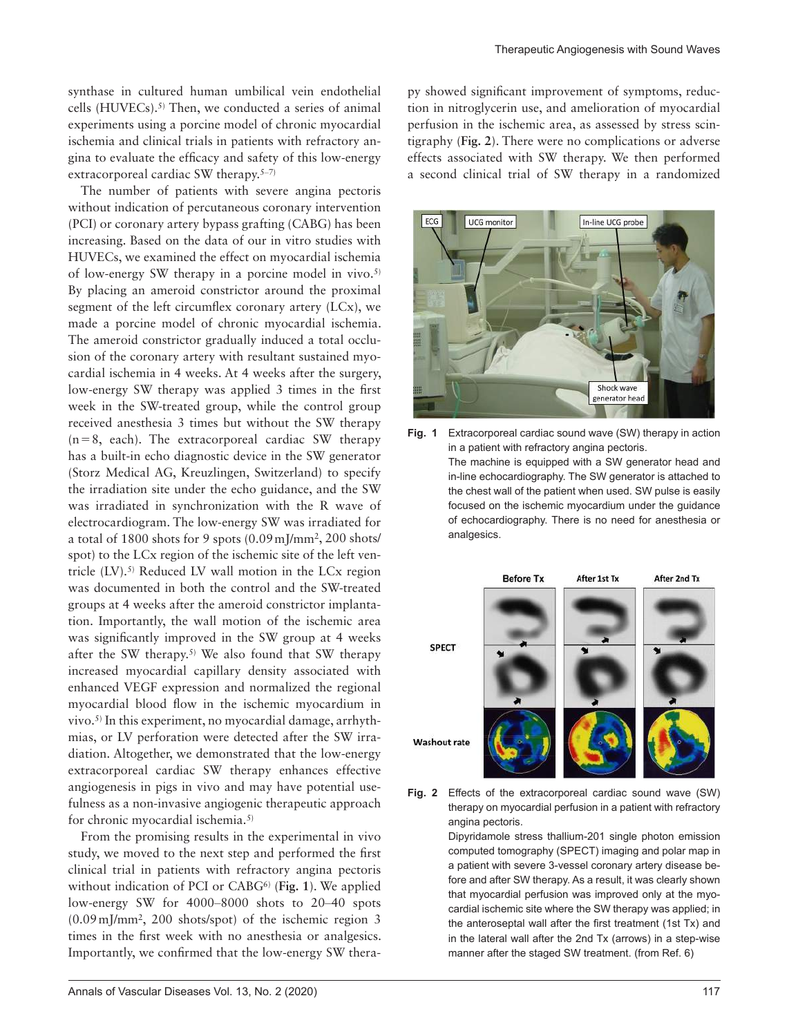synthase in cultured human umbilical vein endothelial cells (HUVECs).[5] Then, we conducted a series of animal experiments using a porcine model of chronic myocardial ischemia and clinical trials in patients with refractory angina to evaluate the efficacy and safety of this low-energy extracorporeal cardiac SW therapy.[5–7]

The number of patients with severe angina pectoris without indication of percutaneous coronary intervention (PCI) or coronary artery bypass grafting (CABG) has been increasing. Based on the data of our in vitro studies with HUVECs, we examined the effect on myocardial ischemia of low-energy SW therapy in a porcine model in vivo.[5] By placing an ameroid constrictor around the proximal segment of the left circumflex coronary artery (LCx), we made a porcine model of chronic myocardial ischemia. The ameroid constrictor gradually induced a total occlusion of the coronary artery with resultant sustained myocardial ischemia in 4 weeks. At 4 weeks after the surgery, low-energy SW therapy was applied 3 times in the first week in the SW-treated group, while the control group received anesthesia 3 times but without the SW therapy (n = 8, each). The extracorporeal cardiac SW therapy has a built-in echo diagnostic device in the SW generator (Storz Medical AG, Kreuzlingen, Switzerland) to specify the irradiation site under the echo guidance, and the SW was irradiated in synchronization with the R wave of electrocardiogram. The low-energy SW was irradiated for a total of 1800 shots for 9 spots (0.09 mJ/mm$^2$, 200 shots/spot) to the LCx region of the ischemic site of the left ventricle (LV).[5] Reduced LV wall motion in the LCx region was documented in both the control and the SW-treated groups at 4 weeks after the ameroid constrictor implantation. Importantly, the wall motion of the ischemic area was significantly improved in the SW group at 4 weeks after the SW therapy.[5] We also found that SW therapy increased myocardial capillary density associated with enhanced VEGF expression and normalized the regional myocardial blood flow in the ischemic myocardium in vivo.[5] In this experiment, no myocardial damage, arrhythmias, or LV perforation were detected after the SW irradiation. Altogether, we demonstrated that the low-energy extracorporeal cardiac SW therapy enhances effective angiogenesis in pigs in vivo and may have potential usefulness as a non-invasive angiogenic therapeutic approach for chronic myocardial ischemia.[5]

From the promising results in the experimental in vivo study, we moved to the next step and performed the first clinical trial in patients with refractory angina pectoris without indication of PCI or CABG[6] (**Fig. 1**). We applied low-energy SW for 4000–8000 shots to 20–40 spots (0.09 mJ/mm$^2$, 200 shots/spot) of the ischemic region 3 times in the first week with no anesthesia or analgesics. Importantly, we confirmed that the low-energy SW therapy showed significant improvement of symptoms, reduction in nitroglycerin use, and amelioration of myocardial perfusion in the ischemic area, as assessed by stress scintigraphy (**Fig. 2**). There were no complications or adverse effects associated with SW therapy. We then performed a second clinical trial of SW therapy in a randomized

**Fig. 1** Extracorporeal cardiac sound wave (SW) therapy in action in a patient with refractory angina pectoris.
The machine is equipped with a SW generator head and in-line echocardiography. The SW generator is attached to the chest wall of the patient when used. SW pulse is easily focused on the ischemic myocardium under the guidance of echocardiography. There is no need for anesthesia or analgesics.

**Fig. 2** Effects of the extracorporeal cardiac sound wave (SW) therapy on myocardial perfusion in a patient with refractory angina pectoris.
Dipyridamole stress thallium-201 single photon emission computed tomography (SPECT) imaging and polar map in a patient with severe 3-vessel coronary artery disease before and after SW therapy. As a result, it was clearly shown that myocardial perfusion was improved only at the myocardial ischemic site where the SW therapy was applied; in the anteroseptal wall after the first treatment (1st Tx) and in the lateral wall after the 2nd Tx (arrows) in a step-wise manner after the staged SW treatment. (from Ref. 6)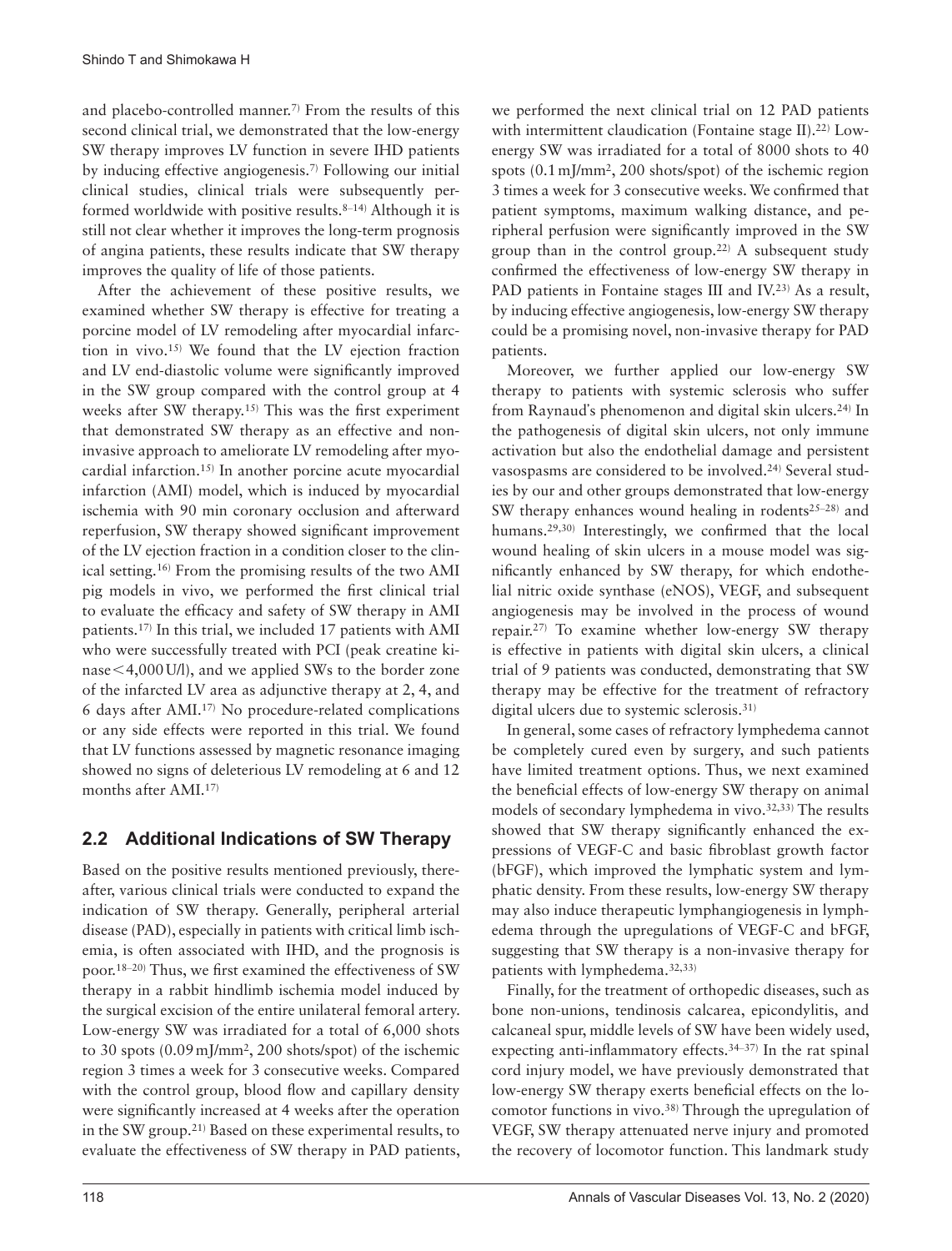and placebo-controlled manner.[7] From the results of this second clinical trial, we demonstrated that the low-energy SW therapy improves LV function in severe IHD patients by inducing effective angiogenesis.[7] Following our initial clinical studies, clinical trials were subsequently performed worldwide with positive results.[8–14] Although it is still not clear whether it improves the long-term prognosis of angina patients, these results indicate that SW therapy improves the quality of life of those patients.

After the achievement of these positive results, we examined whether SW therapy is effective for treating a porcine model of LV remodeling after myocardial infarction in vivo.[15] We found that the LV ejection fraction and LV end-diastolic volume were significantly improved in the SW group compared with the control group at 4 weeks after SW therapy.[15] This was the first experiment that demonstrated SW therapy as an effective and non-invasive approach to ameliorate LV remodeling after myocardial infarction.[15] In another porcine acute myocardial infarction (AMI) model, which is induced by myocardial ischemia with 90 min coronary occlusion and afterward reperfusion, SW therapy showed significant improvement of the LV ejection fraction in a condition closer to the clinical setting.[16] From the promising results of the two AMI pig models in vivo, we performed the first clinical trial to evaluate the efficacy and safety of SW therapy in AMI patients.[17] In this trial, we included 17 patients with AMI who were successfully treated with PCI (peak creatine kinase <4,000 U/l), and we applied SWs to the border zone of the infarcted LV area as adjunctive therapy at 2, 4, and 6 days after AMI.[17] No procedure-related complications or any side effects were reported in this trial. We found that LV functions assessed by magnetic resonance imaging showed no signs of deleterious LV remodeling at 6 and 12 months after AMI.[17]

## 2.2 Additional Indications of SW Therapy

Based on the positive results mentioned previously, thereafter, various clinical trials were conducted to expand the indication of SW therapy. Generally, peripheral arterial disease (PAD), especially in patients with critical limb ischemia, is often associated with IHD, and the prognosis is poor.[18–20] Thus, we first examined the effectiveness of SW therapy in a rabbit hindlimb ischemia model induced by the surgical excision of the entire unilateral femoral artery. Low-energy SW was irradiated for a total of 6,000 shots to 30 spots (0.09 mJ/mm$^2$, 200 shots/spot) of the ischemic region 3 times a week for 3 consecutive weeks. Compared with the control group, blood flow and capillary density were significantly increased at 4 weeks after the operation in the SW group.[21] Based on these experimental results, to evaluate the effectiveness of SW therapy in PAD patients, we performed the next clinical trial on 12 PAD patients with intermittent claudication (Fontaine stage II).[22] Low-energy SW was irradiated for a total of 8000 shots to 40 spots (0.1 mJ/mm$^2$, 200 shots/spot) of the ischemic region 3 times a week for 3 consecutive weeks. We confirmed that patient symptoms, maximum walking distance, and peripheral perfusion were significantly improved in the SW group than in the control group.[22] A subsequent study confirmed the effectiveness of low-energy SW therapy in PAD patients in Fontaine stages III and IV.[23] As a result, by inducing effective angiogenesis, low-energy SW therapy could be a promising novel, non-invasive therapy for PAD patients.

Moreover, we further applied our low-energy SW therapy to patients with systemic sclerosis who suffer from Raynaud's phenomenon and digital skin ulcers.[24] In the pathogenesis of digital skin ulcers, not only immune activation but also the endothelial damage and persistent vasospasms are considered to be involved.[24] Several studies by our and other groups demonstrated that low-energy SW therapy enhances wound healing in rodents[25–28] and humans.[29,30] Interestingly, we confirmed that the local wound healing of skin ulcers in a mouse model was significantly enhanced by SW therapy, for which endothelial nitric oxide synthase (eNOS), VEGF, and subsequent angiogenesis may be involved in the process of wound repair.[27] To examine whether low-energy SW therapy is effective in patients with digital skin ulcers, a clinical trial of 9 patients was conducted, demonstrating that SW therapy may be effective for the treatment of refractory digital ulcers due to systemic sclerosis.[31]

In general, some cases of refractory lymphedema cannot be completely cured even by surgery, and such patients have limited treatment options. Thus, we next examined the beneficial effects of low-energy SW therapy on animal models of secondary lymphedema in vivo.[32,33] The results showed that SW therapy significantly enhanced the expressions of VEGF-C and basic fibroblast growth factor (bFGF), which improved the lymphatic system and lymphatic density. From these results, low-energy SW therapy may also induce therapeutic lymphangiogenesis in lymphedema through the upregulations of VEGF-C and bFGF, suggesting that SW therapy is a non-invasive therapy for patients with lymphedema.[32,33]

Finally, for the treatment of orthopedic diseases, such as bone non-unions, tendinosis calcarea, epicondylitis, and calcaneal spur, middle levels of SW have been widely used, expecting anti-inflammatory effects.[34–37] In the rat spinal cord injury model, we have previously demonstrated that low-energy SW therapy exerts beneficial effects on the locomotor functions in vivo.[38] Through the upregulation of VEGF, SW therapy attenuated nerve injury and promoted the recovery of locomotor function. This landmark study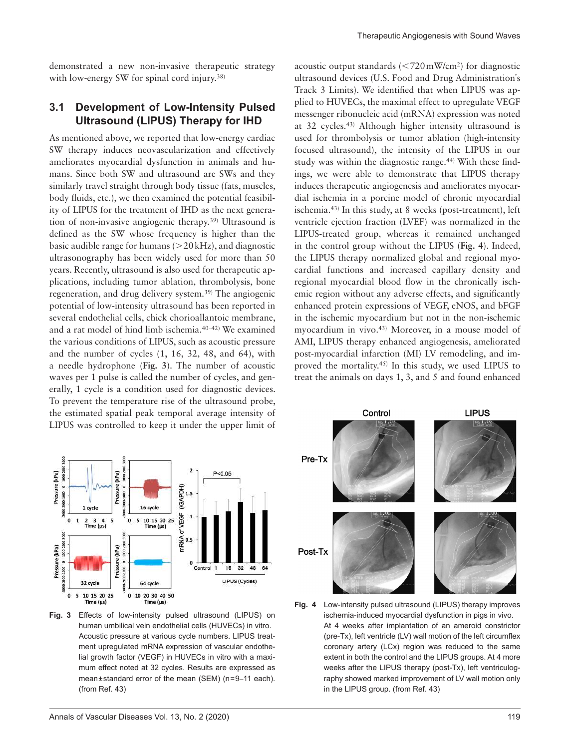demonstrated a new non-invasive therapeutic strategy with low-energy SW for spinal cord injury.[38]

## 3.1 Development of Low-Intensity Pulsed Ultrasound (LIPUS) Therapy for IHD

As mentioned above, we reported that low-energy cardiac SW therapy induces neovascularization and effectively ameliorates myocardial dysfunction in animals and humans. Since both SW and ultrasound are SWs and they similarly travel straight through body tissue (fats, muscles, body fluids, etc.), we then examined the potential feasibility of LIPUS for the treatment of IHD as the next generation of non-invasive angiogenic therapy.[39] Ultrasound is defined as the SW whose frequency is higher than the basic audible range for humans (>20 kHz), and diagnostic ultrasonography has been widely used for more than 50 years. Recently, ultrasound is also used for therapeutic applications, including tumor ablation, thrombolysis, bone regeneration, and drug delivery system.[39] The angiogenic potential of low-intensity ultrasound has been reported in several endothelial cells, chick chorioallantoic membrane, and a rat model of hind limb ischemia.[40–42] We examined the various conditions of LIPUS, such as acoustic pressure and the number of cycles (1, 16, 32, 48, and 64), with a needle hydrophone (**Fig. 3**). The number of acoustic waves per 1 pulse is called the number of cycles, and generally, 1 cycle is a condition used for diagnostic devices. To prevent the temperature rise of the ultrasound probe, the estimated spatial peak temporal average intensity of LIPUS was controlled to keep it under the upper limit of acoustic output standards (<720 mW/cm$^2$) for diagnostic ultrasound devices (U.S. Food and Drug Administration's Track 3 Limits). We identified that when LIPUS was applied to HUVECs, the maximal effect to upregulate VEGF messenger ribonucleic acid (mRNA) expression was noted at 32 cycles.[43] Although higher intensity ultrasound is used for thrombolysis or tumor ablation (high-intensity focused ultrasound), the intensity of the LIPUS in our study was within the diagnostic range.[44] With these findings, we were able to demonstrate that LIPUS therapy induces therapeutic angiogenesis and ameliorates myocardial ischemia in a porcine model of chronic myocardial ischemia.[43] In this study, at 8 weeks (post-treatment), left ventricle ejection fraction (LVEF) was normalized in the LIPUS-treated group, whereas it remained unchanged in the control group without the LIPUS (**Fig. 4**). Indeed, the LIPUS therapy normalized global and regional myocardial functions and increased capillary density and regional myocardial blood flow in the chronically ischemic region without any adverse effects, and significantly enhanced protein expressions of VEGF, eNOS, and bFGF in the ischemic myocardium but not in the non-ischemic myocardium in vivo.[43] Moreover, in a mouse model of AMI, LIPUS therapy enhanced angiogenesis, ameliorated post-myocardial infarction (MI) LV remodeling, and improved the mortality.[45] In this study, we used LIPUS to treat the animals on days 1, 3, and 5 and found enhanced

**Fig. 3** Effects of low-intensity pulsed ultrasound (LIPUS) on human umbilical vein endothelial cells (HUVECs) in vitro. Acoustic pressure at various cycle numbers. LIPUS treatment upregulated mRNA expression of vascular endothelial growth factor (VEGF) in HUVECs in vitro with a maximum effect noted at 32 cycles. Results are expressed as mean±standard error of the mean (SEM) (n=9–11 each). (from Ref. 43)

**Fig. 4** Low-intensity pulsed ultrasound (LIPUS) therapy improves ischemia-induced myocardial dysfunction in pigs in vivo. At 4 weeks after implantation of an ameroid constrictor (pre-Tx), left ventricle (LV) wall motion of the left circumflex coronary artery (LCx) region was reduced to the same extent in both the control and the LIPUS groups. At 4 more weeks after the LIPUS therapy (post-Tx), left ventriculography showed marked improvement of LV wall motion only in the LIPUS group. (from Ref. 43)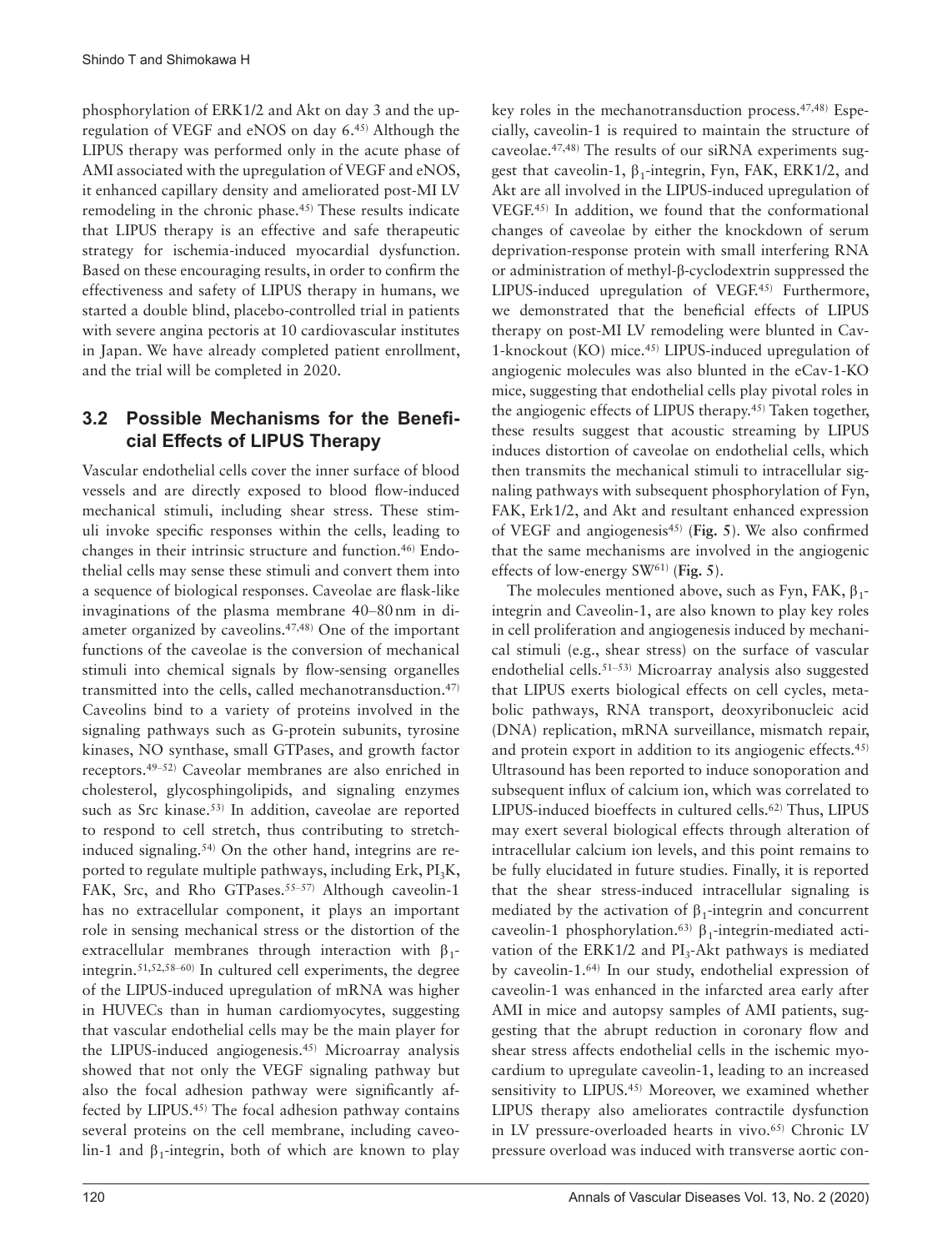phosphorylation of ERK1/2 and Akt on day 3 and the up-regulation of VEGF and eNOS on day 6.[45] Although the LIPUS therapy was performed only in the acute phase of AMI associated with the upregulation of VEGF and eNOS, it enhanced capillary density and ameliorated post-MI LV remodeling in the chronic phase.[45] These results indicate that LIPUS therapy is an effective and safe therapeutic strategy for ischemia-induced myocardial dysfunction. Based on these encouraging results, in order to confirm the effectiveness and safety of LIPUS therapy in humans, we started a double blind, placebo-controlled trial in patients with severe angina pectoris at 10 cardiovascular institutes in Japan. We have already completed patient enrollment, and the trial will be completed in 2020.

## 3.2 Possible Mechanisms for the Beneficial Effects of LIPUS Therapy

Vascular endothelial cells cover the inner surface of blood vessels and are directly exposed to blood flow-induced mechanical stimuli, including shear stress. These stimuli invoke specific responses within the cells, leading to changes in their intrinsic structure and function.[46] Endothelial cells may sense these stimuli and convert them into a sequence of biological responses. Caveolae are flask-like invaginations of the plasma membrane 40–80 nm in diameter organized by caveolins.[47,48] One of the important functions of the caveolae is the conversion of mechanical stimuli into chemical signals by flow-sensing organelles transmitted into the cells, called mechanotransduction.[47] Caveolins bind to a variety of proteins involved in the signaling pathways such as G-protein subunits, tyrosine kinases, NO synthase, small GTPases, and growth factor receptors.[49–52] Caveolar membranes are also enriched in cholesterol, glycosphingolipids, and signaling enzymes such as Src kinase.[53] In addition, caveolae are reported to respond to cell stretch, thus contributing to stretch-induced signaling.[54] On the other hand, integrins are reported to regulate multiple pathways, including Erk, $PI_3K$, FAK, Src, and Rho GTPases.[55–57] Although caveolin-1 has no extracellular component, it plays an important role in sensing mechanical stress or the distortion of the extracellular membranes through interaction with $\beta_1$-integrin.[51,52,58–60] In cultured cell experiments, the degree of the LIPUS-induced upregulation of mRNA was higher in HUVECs than in human cardiomyocytes, suggesting that vascular endothelial cells may be the main player for the LIPUS-induced angiogenesis.[45] Microarray analysis showed that not only the VEGF signaling pathway but also the focal adhesion pathway were significantly affected by LIPUS.[45] The focal adhesion pathway contains several proteins on the cell membrane, including caveolin-1 and $\beta_1$-integrin, both of which are known to play key roles in the mechanotransduction process.[47,48] Especially, caveolin-1 is required to maintain the structure of caveolae.[47,48] The results of our siRNA experiments suggest that caveolin-1, $\beta_1$-integrin, Fyn, FAK, ERK1/2, and Akt are all involved in the LIPUS-induced upregulation of VEGF.[45] In addition, we found that the conformational changes of caveolae by either the knockdown of serum deprivation-response protein with small interfering RNA or administration of methyl-β-cyclodextrin suppressed the LIPUS-induced upregulation of VEGF.[45] Furthermore, we demonstrated that the beneficial effects of LIPUS therapy on post-MI LV remodeling were blunted in Cav-1-knockout (KO) mice.[45] LIPUS-induced upregulation of angiogenic molecules was also blunted in the eCav-1-KO mice, suggesting that endothelial cells play pivotal roles in the angiogenic effects of LIPUS therapy.[45] Taken together, these results suggest that acoustic streaming by LIPUS induces distortion of caveolae on endothelial cells, which then transmits the mechanical stimuli to intracellular signaling pathways with subsequent phosphorylation of Fyn, FAK, Erk1/2, and Akt and resultant enhanced expression of VEGF and angiogenesis[45] (**Fig. 5**). We also confirmed that the same mechanisms are involved in the angiogenic effects of low-energy SW[61] (**Fig. 5**).

The molecules mentioned above, such as Fyn, FAK, $\beta_1$-integrin and Caveolin-1, are also known to play key roles in cell proliferation and angiogenesis induced by mechanical stimuli (e.g., shear stress) on the surface of vascular endothelial cells.[51–53] Microarray analysis also suggested that LIPUS exerts biological effects on cell cycles, metabolic pathways, RNA transport, deoxyribonucleic acid (DNA) replication, mRNA surveillance, mismatch repair, and protein export in addition to its angiogenic effects.[45] Ultrasound has been reported to induce sonoporation and subsequent influx of calcium ion, which was correlated to LIPUS-induced bioeffects in cultured cells.[62] Thus, LIPUS may exert several biological effects through alteration of intracellular calcium ion levels, and this point remains to be fully elucidated in future studies. Finally, it is reported that the shear stress-induced intracellular signaling is mediated by the activation of $\beta_1$-integrin and concurrent caveolin-1 phosphorylation.[63] $\beta_1$-integrin-mediated activation of the ERK1/2 and $PI_3$-Akt pathways is mediated by caveolin-1.[64] In our study, endothelial expression of caveolin-1 was enhanced in the infarcted area early after AMI in mice and autopsy samples of AMI patients, suggesting that the abrupt reduction in coronary flow and shear stress affects endothelial cells in the ischemic myocardium to upregulate caveolin-1, leading to an increased sensitivity to LIPUS.[45] Moreover, we examined whether LIPUS therapy also ameliorates contractile dysfunction in LV pressure-overloaded hearts in vivo.[65] Chronic LV pressure overload was induced with transverse aortic con-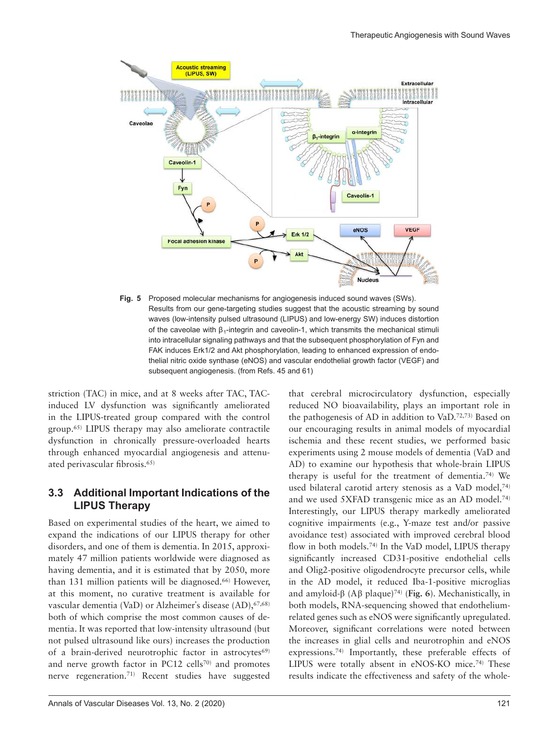Fig. 5 Proposed molecular mechanisms for angiogenesis induced sound waves (SWs). Results from our gene-targeting studies suggest that the acoustic streaming by sound waves (low-intensity pulsed ultrasound (LIPUS) and low-energy SW) induces distortion of the caveolae with $\beta_1$-integrin and caveolin-1, which transmits the mechanical stimuli into intracellular signaling pathways and that the subsequent phosphorylation of Fyn and FAK induces Erk1/2 and Akt phosphorylation, leading to enhanced expression of endothelial nitric oxide synthase (eNOS) and vascular endothelial growth factor (VEGF) and subsequent angiogenesis. (from Refs. 45 and 61)

striction (TAC) in mice, and at 8 weeks after TAC, TAC-induced LV dysfunction was significantly ameliorated in the LIPUS-treated group compared with the control group.[65] LIPUS therapy may also ameliorate contractile dysfunction in chronically pressure-overloaded hearts through enhanced myocardial angiogenesis and attenuated perivascular fibrosis.[65]

### 3.3 Additional Important Indications of the LIPUS Therapy

Based on experimental studies of the heart, we aimed to expand the indications of our LIPUS therapy for other disorders, and one of them is dementia. In 2015, approximately 47 million patients worldwide were diagnosed as having dementia, and it is estimated that by 2050, more than 131 million patients will be diagnosed.[66] However, at this moment, no curative treatment is available for vascular dementia (VaD) or Alzheimer's disease (AD),[67,68] both of which comprise the most common causes of dementia. It was reported that low-intensity ultrasound (but not pulsed ultrasound like ours) increases the production of a brain-derived neurotrophic factor in astrocytes[69] and nerve growth factor in PC12 cells[70] and promotes nerve regeneration.[71] Recent studies have suggested that cerebral microcirculatory dysfunction, especially reduced NO bioavailability, plays an important role in the pathogenesis of AD in addition to VaD.[72,73] Based on our encouraging results in animal models of myocardial ischemia and these recent studies, we performed basic experiments using 2 mouse models of dementia (VaD and AD) to examine our hypothesis that whole-brain LIPUS therapy is useful for the treatment of dementia.[74] We used bilateral carotid artery stenosis as a VaD model,[74] and we used 5XFAD transgenic mice as an AD model.[74] Interestingly, our LIPUS therapy markedly ameliorated cognitive impairments (e.g., Y-maze test and/or passive avoidance test) associated with improved cerebral blood flow in both models.[74] In the VaD model, LIPUS therapy significantly increased CD31-positive endothelial cells and Olig2-positive oligodendrocyte precursor cells, while in the AD model, it reduced Iba-1-positive microglias and amyloid-β (Aβ plaque)[74] (**Fig. 6**). Mechanistically, in both models, RNA-sequencing showed that endothelium-related genes such as eNOS were significantly upregulated. Moreover, significant correlations were noted between the increases in glial cells and neurotrophin and eNOS expressions.[74] Importantly, these preferable effects of LIPUS were totally absent in eNOS-KO mice.[74] These results indicate the effectiveness and safety of the whole-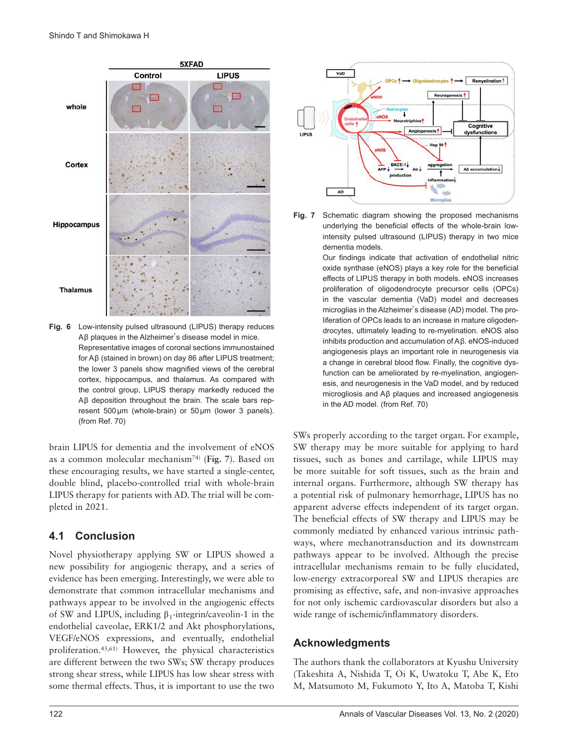Fig. 6 Low-intensity pulsed ultrasound (LIPUS) therapy reduces Aβ plaques in the Alzheimer's disease model in mice. Representative images of coronal sections immunostained for Aβ (stained in brown) on day 86 after LIPUS treatment; the lower 3 panels show magnified views of the cerebral cortex, hippocampus, and thalamus. As compared with the control group, LIPUS therapy markedly reduced the Aβ deposition throughout the brain. The scale bars represent 500 µm (whole-brain) or 50 µm (lower 3 panels). (from Ref. 70)

brain LIPUS for dementia and the involvement of eNOS as a common molecular mechanism[74] (**Fig. 7**). Based on these encouraging results, we have started a single-center, double blind, placebo-controlled trial with whole-brain LIPUS therapy for patients with AD. The trial will be completed in 2021.

Fig. 7 Schematic diagram showing the proposed mechanisms underlying the beneficial effects of the whole-brain low-intensity pulsed ultrasound (LIPUS) therapy in two mice dementia models.
Our findings indicate that activation of endothelial nitric oxide synthase (eNOS) plays a key role for the beneficial effects of LIPUS therapy in both models. eNOS increases proliferation of oligodendrocyte precursor cells (OPCs) in the vascular dementia (VaD) model and decreases microglias in the Alzheimer's disease (AD) model. The proliferation of OPCs leads to an increase in mature oligodendrocytes, ultimately leading to re-myelination. eNOS also inhibits production and accumulation of Aβ. eNOS-induced angiogenesis plays an important role in neurogenesis via a change in cerebral blood flow. Finally, the cognitive dysfunction can be ameliorated by re-myelination, angiogenesis, and neurogenesis in the VaD model, and by reduced microgliosis and Aβ plaques and increased angiogenesis in the AD model. (from Ref. 70)

## 4.1 Conclusion

Novel physiotherapy applying SW or LIPUS showed a new possibility for angiogenic therapy, and a series of evidence has been emerging. Interestingly, we were able to demonstrate that common intracellular mechanisms and pathways appear to be involved in the angiogenic effects of SW and LIPUS, including $\beta_1$-integrin/caveolin-1 in the endothelial caveolae, ERK1/2 and Akt phosphorylations, VEGF/eNOS expressions, and eventually, endothelial proliferation.[45,61] However, the physical characteristics are different between the two SWs; SW therapy produces strong shear stress, while LIPUS has low shear stress with some thermal effects. Thus, it is important to use the two SWs properly according to the target organ. For example, SW therapy may be more suitable for applying to hard tissues, such as bones and cartilage, while LIPUS may be more suitable for soft tissues, such as the brain and internal organs. Furthermore, although SW therapy has a potential risk of pulmonary hemorrhage, LIPUS has no apparent adverse effects independent of its target organ. The beneficial effects of SW therapy and LIPUS may be commonly mediated by enhanced various intrinsic pathways, where mechanotransduction and its downstream pathways appear to be involved. Although the precise intracellular mechanisms remain to be fully elucidated, low-energy extracorporeal SW and LIPUS therapies are promising as effective, safe, and non-invasive approaches for not only ischemic cardiovascular disorders but also a wide range of ischemic/inflammatory disorders.

## Acknowledgments

The authors thank the collaborators at Kyushu University (Takeshita A, Nishida T, Oi K, Uwatoku T, Abe K, Eto M, Matsumoto M, Fukumoto Y, Ito A, Matoba T, Kishi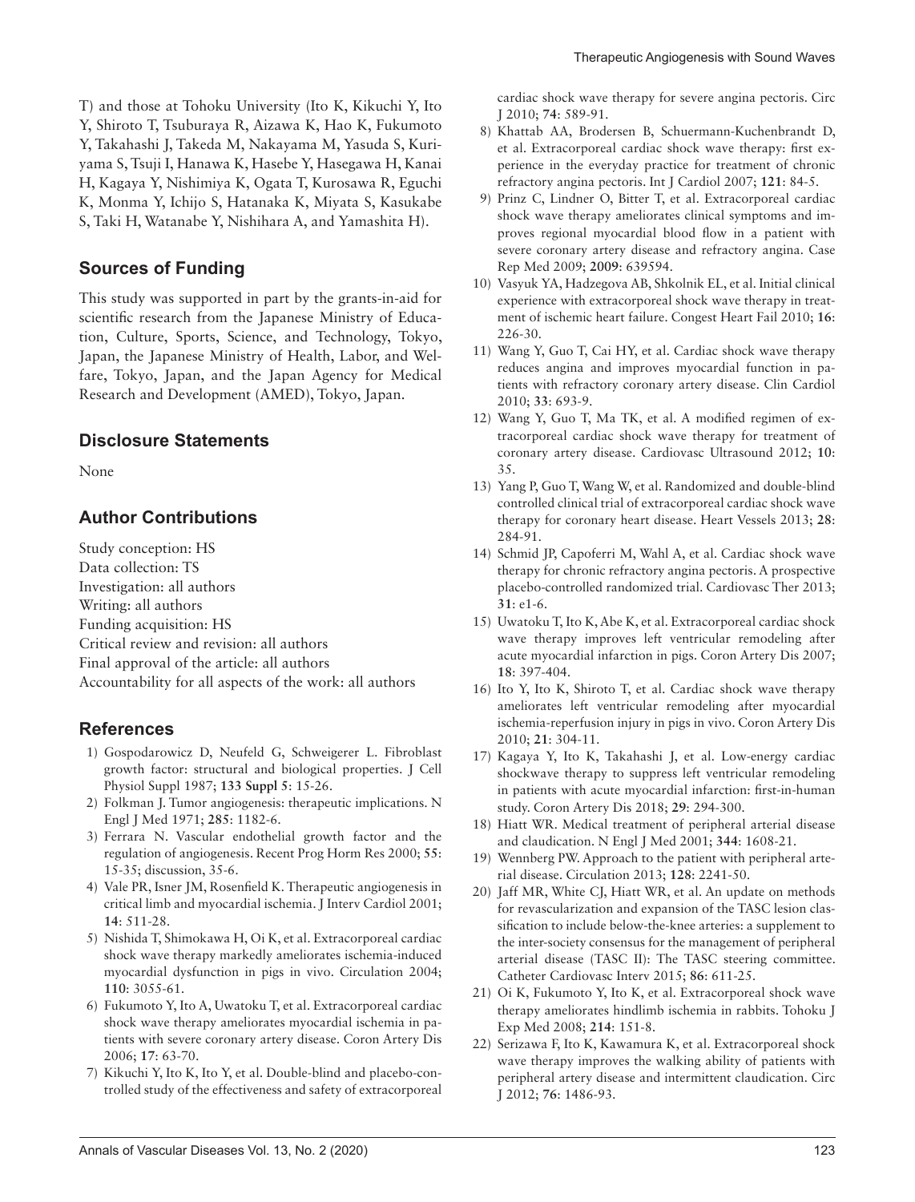T) and those at Tohoku University (Ito K, Kikuchi Y, Ito Y, Shiroto T, Tsuburaya R, Aizawa K, Hao K, Fukumoto Y, Takahashi J, Takeda M, Nakayama M, Yasuda S, Kuriyama S, Tsuji I, Hanawa K, Hasebe Y, Hasegawa H, Kanai H, Kagaya Y, Nishimiya K, Ogata T, Kurosawa R, Eguchi K, Monma Y, Ichijo S, Hatanaka K, Miyata S, Kasukabe S, Taki H, Watanabe Y, Nishihara A, and Yamashita H).

## Sources of Funding

This study was supported in part by the grants-in-aid for scientific research from the Japanese Ministry of Education, Culture, Sports, Science, and Technology, Tokyo, Japan, the Japanese Ministry of Health, Labor, and Welfare, Tokyo, Japan, and the Japan Agency for Medical Research and Development (AMED), Tokyo, Japan.

## Disclosure Statements

None

## Author Contributions

Study conception: HS
Data collection: TS
Investigation: all authors
Writing: all authors
Funding acquisition: HS
Critical review and revision: all authors
Final approval of the article: all authors
Accountability for all aspects of the work: all authors

## References

1) Gospodarowicz D, Neufeld G, Schweigerer L. Fibroblast growth factor: structural and biological properties. J Cell Physiol Suppl 1987; **133 Suppl 5**: 15-26.
2) Folkman J. Tumor angiogenesis: therapeutic implications. N Engl J Med 1971; **285**: 1182-6.
3) Ferrara N. Vascular endothelial growth factor and the regulation of angiogenesis. Recent Prog Horm Res 2000; **55**: 15-35; discussion, 35-6.
4) Vale PR, Isner JM, Rosenfield K. Therapeutic angiogenesis in critical limb and myocardial ischemia. J Interv Cardiol 2001; **14**: 511-28.
5) Nishida T, Shimokawa H, Oi K, et al. Extracorporeal cardiac shock wave therapy markedly ameliorates ischemia-induced myocardial dysfunction in pigs in vivo. Circulation 2004; **110**: 3055-61.
6) Fukumoto Y, Ito A, Uwatoku T, et al. Extracorporeal cardiac shock wave therapy ameliorates myocardial ischemia in patients with severe coronary artery disease. Coron Artery Dis 2006; **17**: 63-70.
7) Kikuchi Y, Ito K, Ito Y, et al. Double-blind and placebo-controlled study of the effectiveness and safety of extracorporeal cardiac shock wave therapy for severe angina pectoris. Circ J 2010; **74**: 589-91.
8) Khattab AA, Brodersen B, Schuermann-Kuchenbrandt D, et al. Extracorporeal cardiac shock wave therapy: first experience in the everyday practice for treatment of chronic refractory angina pectoris. Int J Cardiol 2007; **121**: 84-5.
9) Prinz C, Lindner O, Bitter T, et al. Extracorporeal cardiac shock wave therapy ameliorates clinical symptoms and improves regional myocardial blood flow in a patient with severe coronary artery disease and refractory angina. Case Rep Med 2009; **2009**: 639594.
10) Vasyuk YA, Hadzegova AB, Shkolnik EL, et al. Initial clinical experience with extracorporeal shock wave therapy in treatment of ischemic heart failure. Congest Heart Fail 2010; **16**: 226-30.
11) Wang Y, Guo T, Cai HY, et al. Cardiac shock wave therapy reduces angina and improves myocardial function in patients with refractory coronary artery disease. Clin Cardiol 2010; **33**: 693-9.
12) Wang Y, Guo T, Ma TK, et al. A modified regimen of extracorporeal cardiac shock wave therapy for treatment of coronary artery disease. Cardiovasc Ultrasound 2012; **10**: 35.
13) Yang P, Guo T, Wang W, et al. Randomized and double-blind controlled clinical trial of extracorporeal cardiac shock wave therapy for coronary heart disease. Heart Vessels 2013; **28**: 284-91.
14) Schmid JP, Capoferri M, Wahl A, et al. Cardiac shock wave therapy for chronic refractory angina pectoris. A prospective placebo-controlled randomized trial. Cardiovasc Ther 2013; **31**: e1-6.
15) Uwatoku T, Ito K, Abe K, et al. Extracorporeal cardiac shock wave therapy improves left ventricular remodeling after acute myocardial infarction in pigs. Coron Artery Dis 2007; **18**: 397-404.
16) Ito Y, Ito K, Shiroto T, et al. Cardiac shock wave therapy ameliorates left ventricular remodeling after myocardial ischemia-reperfusion injury in pigs in vivo. Coron Artery Dis 2010; **21**: 304-11.
17) Kagaya Y, Ito K, Takahashi J, et al. Low-energy cardiac shockwave therapy to suppress left ventricular remodeling in patients with acute myocardial infarction: first-in-human study. Coron Artery Dis 2018; **29**: 294-300.
18) Hiatt WR. Medical treatment of peripheral arterial disease and claudication. N Engl J Med 2001; **344**: 1608-21.
19) Wennberg PW. Approach to the patient with peripheral arterial disease. Circulation 2013; **128**: 2241-50.
20) Jaff MR, White CJ, Hiatt WR, et al. An update on methods for revascularization and expansion of the TASC lesion classification to include below-the-knee arteries: a supplement to the inter-society consensus for the management of peripheral arterial disease (TASC II): The TASC steering committee. Catheter Cardiovasc Interv 2015; **86**: 611-25.
21) Oi K, Fukumoto Y, Ito K, et al. Extracorporeal shock wave therapy ameliorates hindlimb ischemia in rabbits. Tohoku J Exp Med 2008; **214**: 151-8.
22) Serizawa F, Ito K, Kawamura K, et al. Extracorporeal shock wave therapy improves the walking ability of patients with peripheral artery disease and intermittent claudication. Circ J 2012; **76**: 1486-93.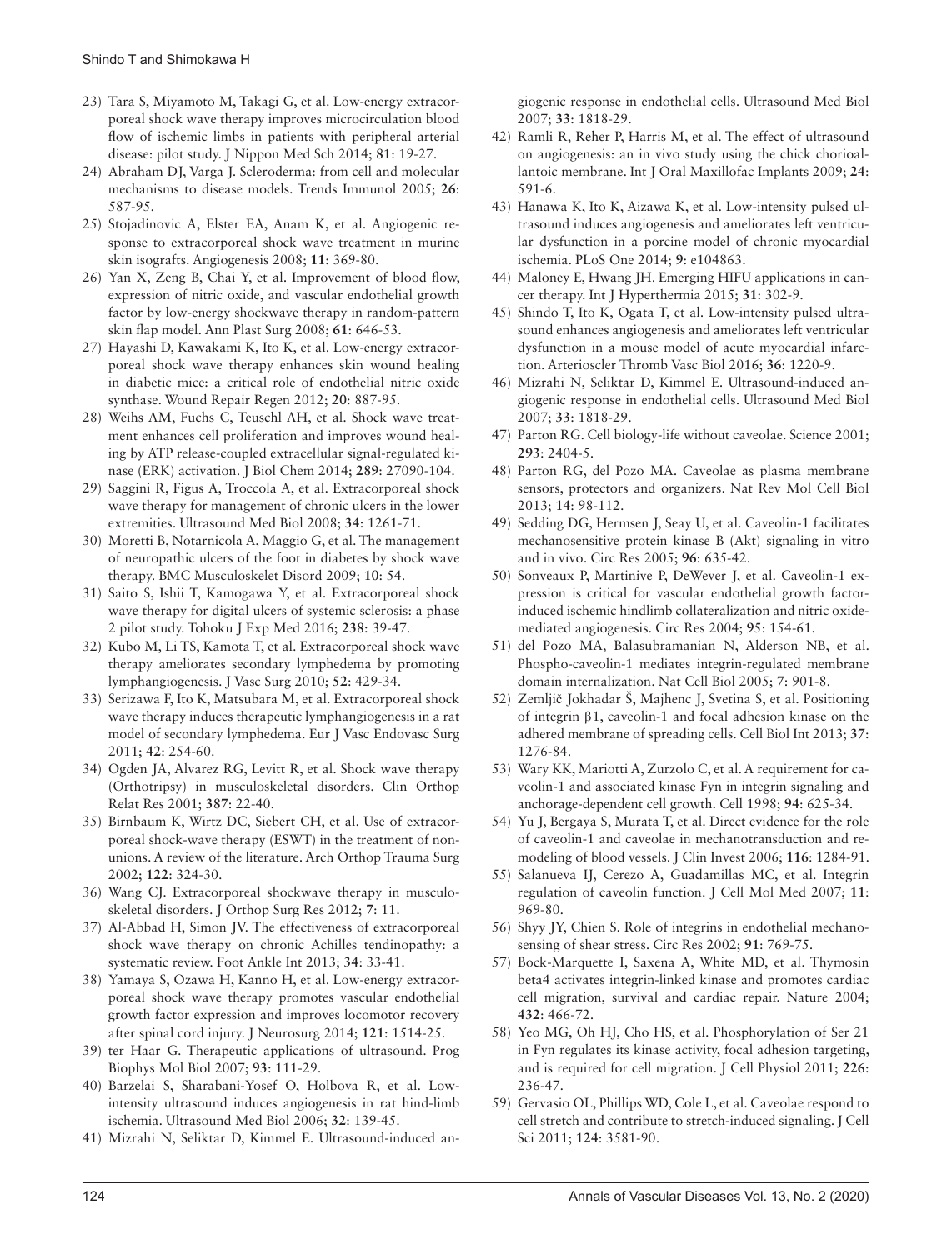23) Tara S, Miyamoto M, Takagi G, et al. Low-energy extracorporeal shock wave therapy improves microcirculation blood flow of ischemic limbs in patients with peripheral arterial disease: pilot study. J Nippon Med Sch 2014; **81**: 19-27.
24) Abraham DJ, Varga J. Scleroderma: from cell and molecular mechanisms to disease models. Trends Immunol 2005; **26**: 587-95.
25) Stojadinovic A, Elster EA, Anam K, et al. Angiogenic response to extracorporeal shock wave treatment in murine skin isografts. Angiogenesis 2008; **11**: 369-80.
26) Yan X, Zeng B, Chai Y, et al. Improvement of blood flow, expression of nitric oxide, and vascular endothelial growth factor by low-energy shockwave therapy in random-pattern skin flap model. Ann Plast Surg 2008; **61**: 646-53.
27) Hayashi D, Kawakami K, Ito K, et al. Low-energy extracorporeal shock wave therapy enhances skin wound healing in diabetic mice: a critical role of endothelial nitric oxide synthase. Wound Repair Regen 2012; **20**: 887-95.
28) Weihs AM, Fuchs C, Teuschl AH, et al. Shock wave treatment enhances cell proliferation and improves wound healing by ATP release-coupled extracellular signal-regulated kinase (ERK) activation. J Biol Chem 2014; **289**: 27090-104.
29) Saggini R, Figus A, Troccola A, et al. Extracorporeal shock wave therapy for management of chronic ulcers in the lower extremities. Ultrasound Med Biol 2008; **34**: 1261-71.
30) Moretti B, Notarnicola A, Maggio G, et al. The management of neuropathic ulcers of the foot in diabetes by shock wave therapy. BMC Musculoskelet Disord 2009; **10**: 54.
31) Saito S, Ishii T, Kamogawa Y, et al. Extracorporeal shock wave therapy for digital ulcers of systemic sclerosis: a phase 2 pilot study. Tohoku J Exp Med 2016; **238**: 39-47.
32) Kubo M, Li TS, Kamota T, et al. Extracorporeal shock wave therapy ameliorates secondary lymphedema by promoting lymphangiogenesis. J Vasc Surg 2010; **52**: 429-34.
33) Serizawa F, Ito K, Matsubara M, et al. Extracorporeal shock wave therapy induces therapeutic lymphangiogenesis in a rat model of secondary lymphedema. Eur J Vasc Endovasc Surg 2011; **42**: 254-60.
34) Ogden JA, Alvarez RG, Levitt R, et al. Shock wave therapy (Orthotripsy) in musculoskeletal disorders. Clin Orthop Relat Res 2001; **387**: 22-40.
35) Birnbaum K, Wirtz DC, Siebert CH, et al. Use of extracorporeal shock-wave therapy (ESWT) in the treatment of non-unions. A review of the literature. Arch Orthop Trauma Surg 2002; **122**: 324-30.
36) Wang CJ. Extracorporeal shockwave therapy in musculoskeletal disorders. J Orthop Surg Res 2012; **7**: 11.
37) Al-Abbad H, Simon JV. The effectiveness of extracorporeal shock wave therapy on chronic Achilles tendinopathy: a systematic review. Foot Ankle Int 2013; **34**: 33-41.
38) Yamaya S, Ozawa H, Kanno H, et al. Low-energy extracorporeal shock wave therapy promotes vascular endothelial growth factor expression and improves locomotor recovery after spinal cord injury. J Neurosurg 2014; **121**: 1514-25.
39) ter Haar G. Therapeutic applications of ultrasound. Prog Biophys Mol Biol 2007; **93**: 111-29.
40) Barzelai S, Sharabani-Yosef O, Holbova R, et al. Low-intensity ultrasound induces angiogenesis in rat hind-limb ischemia. Ultrasound Med Biol 2006; **32**: 139-45.
41) Mizrahi N, Seliktar D, Kimmel E. Ultrasound-induced angiogenic response in endothelial cells. Ultrasound Med Biol 2007; **33**: 1818-29.
42) Ramli R, Reher P, Harris M, et al. The effect of ultrasound on angiogenesis: an in vivo study using the chick chorioallantoic membrane. Int J Oral Maxillofac Implants 2009; **24**: 591-6.
43) Hanawa K, Ito K, Aizawa K, et al. Low-intensity pulsed ultrasound induces angiogenesis and ameliorates left ventricular dysfunction in a porcine model of chronic myocardial ischemia. PLoS One 2014; **9**: e104863.
44) Maloney E, Hwang JH. Emerging HIFU applications in cancer therapy. Int J Hyperthermia 2015; **31**: 302-9.
45) Shindo T, Ito K, Ogata T, et al. Low-intensity pulsed ultrasound enhances angiogenesis and ameliorates left ventricular dysfunction in a mouse model of acute myocardial infarction. Arterioscler Thromb Vasc Biol 2016; **36**: 1220-9.
46) Mizrahi N, Seliktar D, Kimmel E. Ultrasound-induced angiogenic response in endothelial cells. Ultrasound Med Biol 2007; **33**: 1818-29.
47) Parton RG. Cell biology-life without caveolae. Science 2001; **293**: 2404-5.
48) Parton RG, del Pozo MA. Caveolae as plasma membrane sensors, protectors and organizers. Nat Rev Mol Cell Biol 2013; **14**: 98-112.
49) Sedding DG, Hermsen J, Seay U, et al. Caveolin-1 facilitates mechanosensitive protein kinase B (Akt) signaling in vitro and in vivo. Circ Res 2005; **96**: 635-42.
50) Sonveaux P, Martinive P, DeWever J, et al. Caveolin-1 expression is critical for vascular endothelial growth factor-induced ischemic hindlimb collateralization and nitric oxide-mediated angiogenesis. Circ Res 2004; **95**: 154-61.
51) del Pozo MA, Balasubramanian N, Alderson NB, et al. Phospho-caveolin-1 mediates integrin-regulated membrane domain internalization. Nat Cell Biol 2005; **7**: 901-8.
52) Zemljič Jokhadar Š, Majhenc J, Svetina S, et al. Positioning of integrin β1, caveolin-1 and focal adhesion kinase on the adhered membrane of spreading cells. Cell Biol Int 2013; **37**: 1276-84.
53) Wary KK, Mariotti A, Zurzolo C, et al. A requirement for caveolin-1 and associated kinase Fyn in integrin signaling and anchorage-dependent cell growth. Cell 1998; **94**: 625-34.
54) Yu J, Bergaya S, Murata T, et al. Direct evidence for the role of caveolin-1 and caveolae in mechanotransduction and remodeling of blood vessels. J Clin Invest 2006; **116**: 1284-91.
55) Salanueva IJ, Cerezo A, Guadamillas MC, et al. Integrin regulation of caveolin function. J Cell Mol Med 2007; **11**: 969-80.
56) Shyy JY, Chien S. Role of integrins in endothelial mechanosensing of shear stress. Circ Res 2002; **91**: 769-75.
57) Bock-Marquette I, Saxena A, White MD, et al. Thymosin beta4 activates integrin-linked kinase and promotes cardiac cell migration, survival and cardiac repair. Nature 2004; **432**: 466-72.
58) Yeo MG, Oh HJ, Cho HS, et al. Phosphorylation of Ser 21 in Fyn regulates its kinase activity, focal adhesion targeting, and is required for cell migration. J Cell Physiol 2011; **226**: 236-47.
59) Gervasio OL, Phillips WD, Cole L, et al. Caveolae respond to cell stretch and contribute to stretch-induced signaling. J Cell Sci 2011; **124**: 3581-90.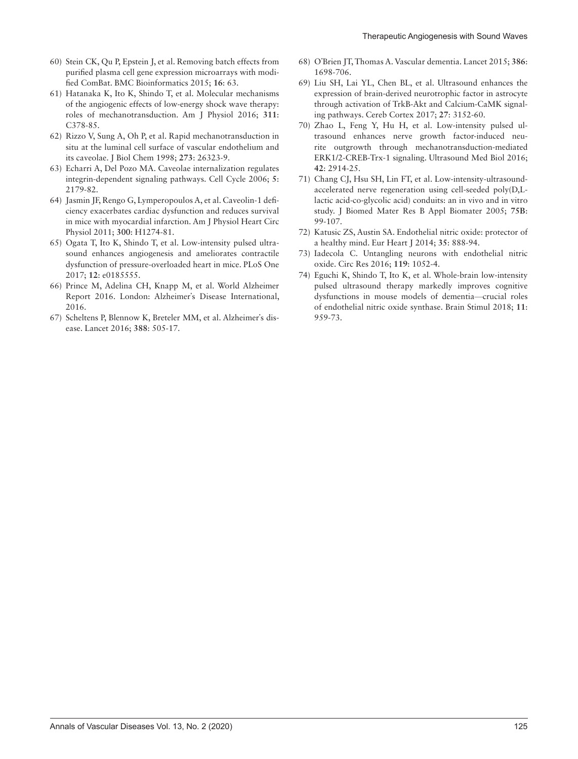60) Stein CK, Qu P, Epstein J, et al. Removing batch effects from purified plasma cell gene expression microarrays with modified ComBat. BMC Bioinformatics 2015; **16**: 63.
61) Hatanaka K, Ito K, Shindo T, et al. Molecular mechanisms of the angiogenic effects of low-energy shock wave therapy: roles of mechanotransduction. Am J Physiol 2016; **311**: C378-85.
62) Rizzo V, Sung A, Oh P, et al. Rapid mechanotransduction in situ at the luminal cell surface of vascular endothelium and its caveolae. J Biol Chem 1998; **273**: 26323-9.
63) Echarri A, Del Pozo MA. Caveolae internalization regulates integrin-dependent signaling pathways. Cell Cycle 2006; **5**: 2179-82.
64) Jasmin JF, Rengo G, Lymperopoulos A, et al. Caveolin-1 deficiency exacerbates cardiac dysfunction and reduces survival in mice with myocardial infarction. Am J Physiol Heart Circ Physiol 2011; **300**: H1274-81.
65) Ogata T, Ito K, Shindo T, et al. Low-intensity pulsed ultrasound enhances angiogenesis and ameliorates contractile dysfunction of pressure-overloaded heart in mice. PLoS One 2017; **12**: e0185555.
66) Prince M, Adelina CH, Knapp M, et al. World Alzheimer Report 2016. London: Alzheimer's Disease International, 2016.
67) Scheltens P, Blennow K, Breteler MM, et al. Alzheimer's disease. Lancet 2016; **388**: 505-17.
68) O'Brien JT, Thomas A. Vascular dementia. Lancet 2015; **386**: 1698-706.
69) Liu SH, Lai YL, Chen BL, et al. Ultrasound enhances the expression of brain-derived neurotrophic factor in astrocyte through activation of TrkB-Akt and Calcium-CaMK signaling pathways. Cereb Cortex 2017; **27**: 3152-60.
70) Zhao L, Feng Y, Hu H, et al. Low-intensity pulsed ultrasound enhances nerve growth factor-induced neurite outgrowth through mechanotransduction-mediated ERK1/2-CREB-Trx-1 signaling. Ultrasound Med Biol 2016; **42**: 2914-25.
71) Chang CJ, Hsu SH, Lin FT, et al. Low-intensity-ultrasound-accelerated nerve regeneration using cell-seeded poly(D,L-lactic acid-co-glycolic acid) conduits: an in vivo and in vitro study. J Biomed Mater Res B Appl Biomater 2005; **75B**: 99-107.
72) Katusic ZS, Austin SA. Endothelial nitric oxide: protector of a healthy mind. Eur Heart J 2014; **35**: 888-94.
73) Iadecola C. Untangling neurons with endothelial nitric oxide. Circ Res 2016; **119**: 1052-4.
74) Eguchi K, Shindo T, Ito K, et al. Whole-brain low-intensity pulsed ultrasound therapy markedly improves cognitive dysfunctions in mouse models of dementia—crucial roles of endothelial nitric oxide synthase. Brain Stimul 2018; **11**: 959-73.